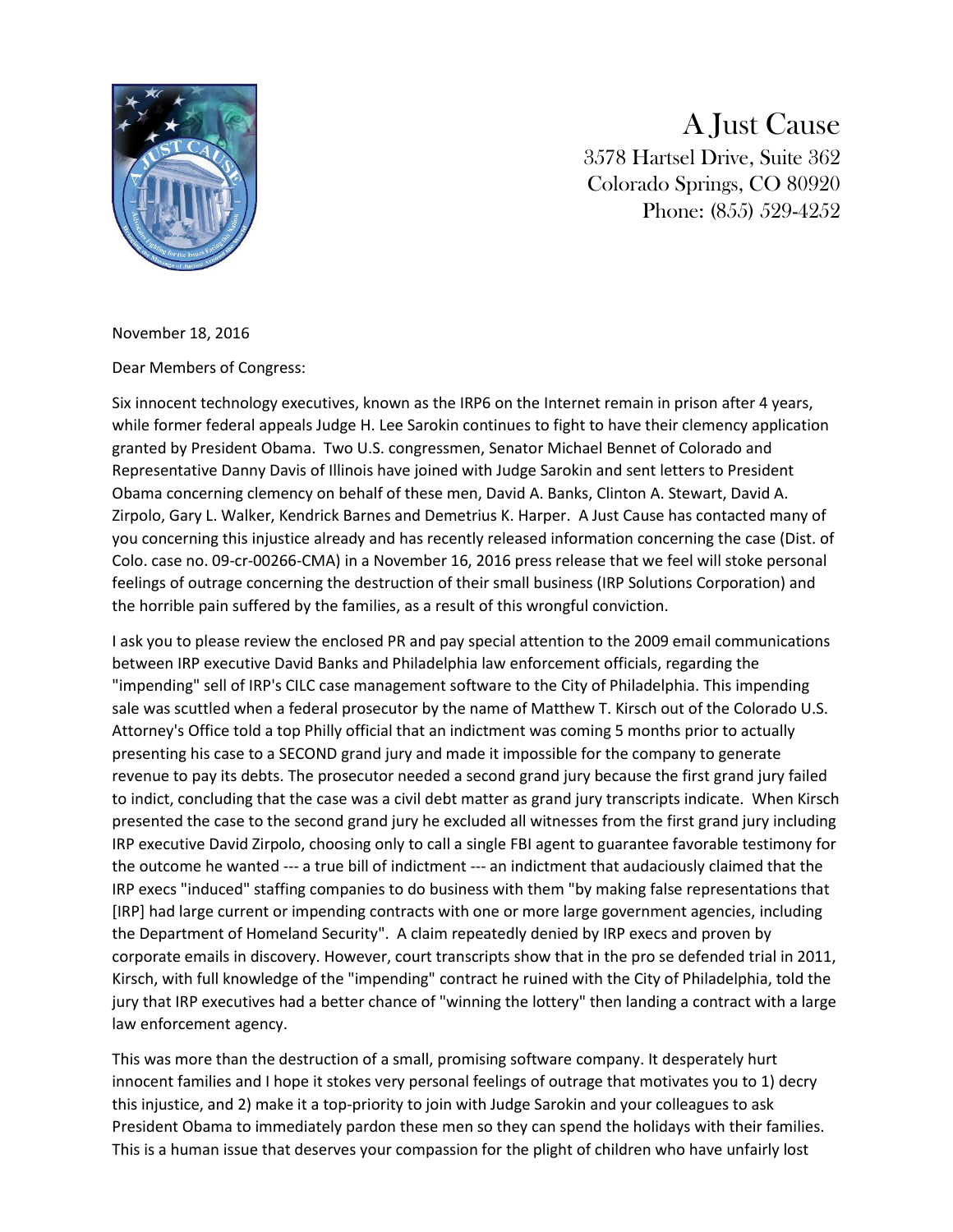A Just Cause
3578 Hartsel Drive, Suite 362
Colorado Springs, CO 80920
Phone: (855) 529-4252

November 18, 2016

Dear Members of Congress:

Six innocent technology executives, known as the IRP6 on the Internet remain in prison after 4 years, while former federal appeals Judge H. Lee Sarokin continues to fight to have their clemency application granted by President Obama. Two U.S. congressmen, Senator Michael Bennet of Colorado and Representative Danny Davis of Illinois have joined with Judge Sarokin and sent letters to President Obama concerning clemency on behalf of these men, David A. Banks, Clinton A. Stewart, David A. Zirpolo, Gary L. Walker, Kendrick Barnes and Demetrius K. Harper. A Just Cause has contacted many of you concerning this injustice already and has recently released information concerning the case (Dist. of Colo. case no. 09-cr-00266-CMA) in a November 16, 2016 press release that we feel will stoke personal feelings of outrage concerning the destruction of their small business (IRP Solutions Corporation) and the horrible pain suffered by the families, as a result of this wrongful conviction.

I ask you to please review the enclosed PR and pay special attention to the 2009 email communications between IRP executive David Banks and Philadelphia law enforcement officials, regarding the "impending" sell of IRP's CILC case management software to the City of Philadelphia. This impending sale was scuttled when a federal prosecutor by the name of Matthew T. Kirsch out of the Colorado U.S. Attorney's Office told a top Philly official that an indictment was coming 5 months prior to actually presenting his case to a SECOND grand jury and made it impossible for the company to generate revenue to pay its debts. The prosecutor needed a second grand jury because the first grand jury failed to indict, concluding that the case was a civil debt matter as grand jury transcripts indicate. When Kirsch presented the case to the second grand jury he excluded all witnesses from the first grand jury including IRP executive David Zirpolo, choosing only to call a single FBI agent to guarantee favorable testimony for the outcome he wanted --- a true bill of indictment --- an indictment that audaciously claimed that the IRP execs "induced" staffing companies to do business with them "by making false representations that [IRP] had large current or impending contracts with one or more large government agencies, including the Department of Homeland Security". A claim repeatedly denied by IRP execs and proven by corporate emails in discovery. However, court transcripts show that in the pro se defended trial in 2011, Kirsch, with full knowledge of the "impending" contract he ruined with the City of Philadelphia, told the jury that IRP executives had a better chance of "winning the lottery" then landing a contract with a large law enforcement agency.

This was more than the destruction of a small, promising software company. It desperately hurt innocent families and I hope it stokes very personal feelings of outrage that motivates you to 1) decry this injustice, and 2) make it a top-priority to join with Judge Sarokin and your colleagues to ask President Obama to immediately pardon these men so they can spend the holidays with their families. This is a human issue that deserves your compassion for the plight of children who have unfairly lost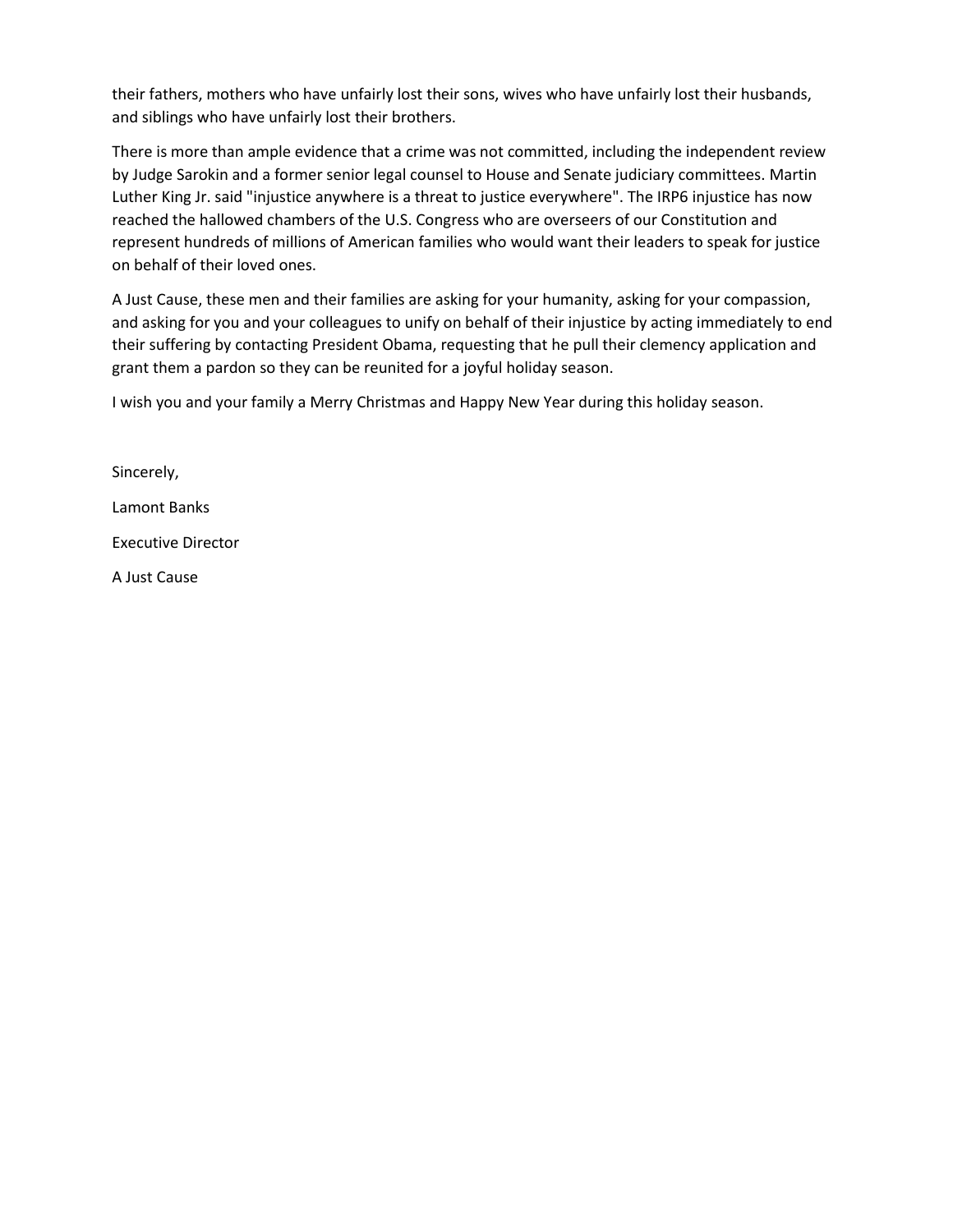their fathers, mothers who have unfairly lost their sons, wives who have unfairly lost their husbands, and siblings who have unfairly lost their brothers.

There is more than ample evidence that a crime was not committed, including the independent review by Judge Sarokin and a former senior legal counsel to House and Senate judiciary committees. Martin Luther King Jr. said "injustice anywhere is a threat to justice everywhere". The IRP6 injustice has now reached the hallowed chambers of the U.S. Congress who are overseers of our Constitution and represent hundreds of millions of American families who would want their leaders to speak for justice on behalf of their loved ones.

A Just Cause, these men and their families are asking for your humanity, asking for your compassion, and asking for you and your colleagues to unify on behalf of their injustice by acting immediately to end their suffering by contacting President Obama, requesting that he pull their clemency application and grant them a pardon so they can be reunited for a joyful holiday season.

I wish you and your family a Merry Christmas and Happy New Year during this holiday season.

Sincerely,

Lamont Banks

Executive Director

A Just Cause